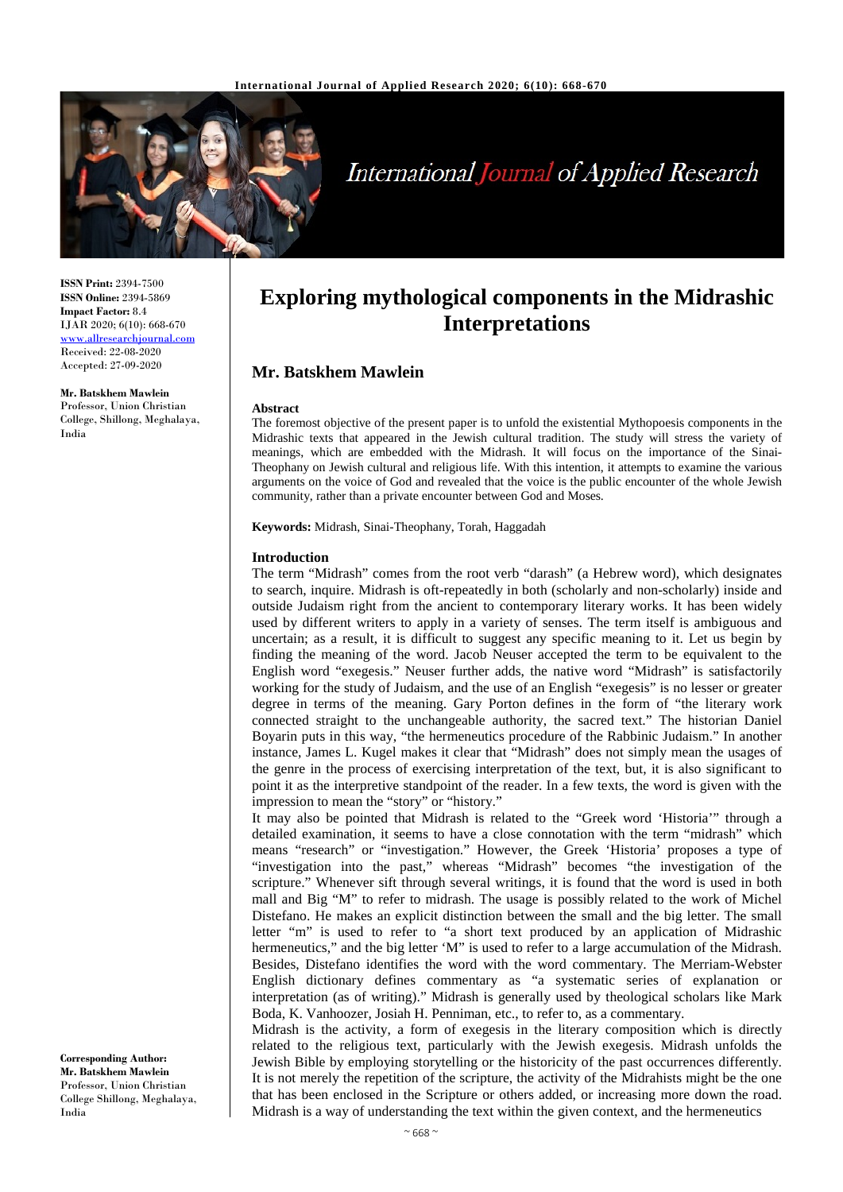# Exploring mythological components in the Midrashic Interpretations

**Mr. Batskhem Mawlein**

**ISSN Print:** 2394-7500
**ISSN Online:** 2394-5869
**Impact Factor:** 8.4
IJAR 2020; 6(10): 668-670
www.allresearchjournal.com
Received: 22-08-2020
Accepted: 27-09-2020

**Mr. Batskhem Mawlein**
Professor, Union Christian College, Shillong, Meghalaya, India

**Corresponding Author:**
**Mr. Batskhem Mawlein**
Professor, Union Christian College Shillong, Meghalaya, India

### Abstract

The foremost objective of the present paper is to unfold the existential Mythopoesis components in the Midrashic texts that appeared in the Jewish cultural tradition. The study will stress the variety of meanings, which are embedded with the Midrash. It will focus on the importance of the Sinai-Theophany on Jewish cultural and religious life. With this intention, it attempts to examine the various arguments on the voice of God and revealed that the voice is the public encounter of the whole Jewish community, rather than a private encounter between God and Moses.

**Keywords:** Midrash, Sinai-Theophany, Torah, Haggadah

### Introduction

The term "Midrash" comes from the root verb "darash" (a Hebrew word), which designates to search, inquire. Midrash is oft-repeatedly in both (scholarly and non-scholarly) inside and outside Judaism right from the ancient to contemporary literary works. It has been widely used by different writers to apply in a variety of senses. The term itself is ambiguous and uncertain; as a result, it is difficult to suggest any specific meaning to it. Let us begin by finding the meaning of the word. Jacob Neuser accepted the term to be equivalent to the English word "exegesis." Neuser further adds, the native word "Midrash" is satisfactorily working for the study of Judaism, and the use of an English "exegesis" is no lesser or greater degree in terms of the meaning. Gary Porton defines in the form of "the literary work connected straight to the unchangeable authority, the sacred text." The historian Daniel Boyarin puts in this way, "the hermeneutics procedure of the Rabbinic Judaism." In another instance, James L. Kugel makes it clear that "Midrash" does not simply mean the usages of the genre in the process of exercising interpretation of the text, but, it is also significant to point it as the interpretive standpoint of the reader. In a few texts, the word is given with the impression to mean the "story" or "history."

It may also be pointed that Midrash is related to the "Greek word 'Historia'" through a detailed examination, it seems to have a close connotation with the term "midrash" which means "research" or "investigation." However, the Greek 'Historia' proposes a type of "investigation into the past," whereas "Midrash" becomes "the investigation of the scripture." Whenever sift through several writings, it is found that the word is used in both mall and Big "M" to refer to midrash. The usage is possibly related to the work of Michel Distefano. He makes an explicit distinction between the small and the big letter. The small letter "m" is used to refer to "a short text produced by an application of Midrashic hermeneutics," and the big letter 'M" is used to refer to a large accumulation of the Midrash. Besides, Distefano identifies the word with the word commentary. The Merriam-Webster English dictionary defines commentary as "a systematic series of explanation or interpretation (as of writing)." Midrash is generally used by theological scholars like Mark Boda, K. Vanhoozer, Josiah H. Penniman, etc., to refer to, as a commentary.

Midrash is the activity, a form of exegesis in the literary composition which is directly related to the religious text, particularly with the Jewish exegesis. Midrash unfolds the Jewish Bible by employing storytelling or the historicity of the past occurrences differently. It is not merely the repetition of the scripture, the activity of the Midrahists might be the one that has been enclosed in the Scripture or others added, or increasing more down the road. Midrash is a way of understanding the text within the given context, and the hermeneutics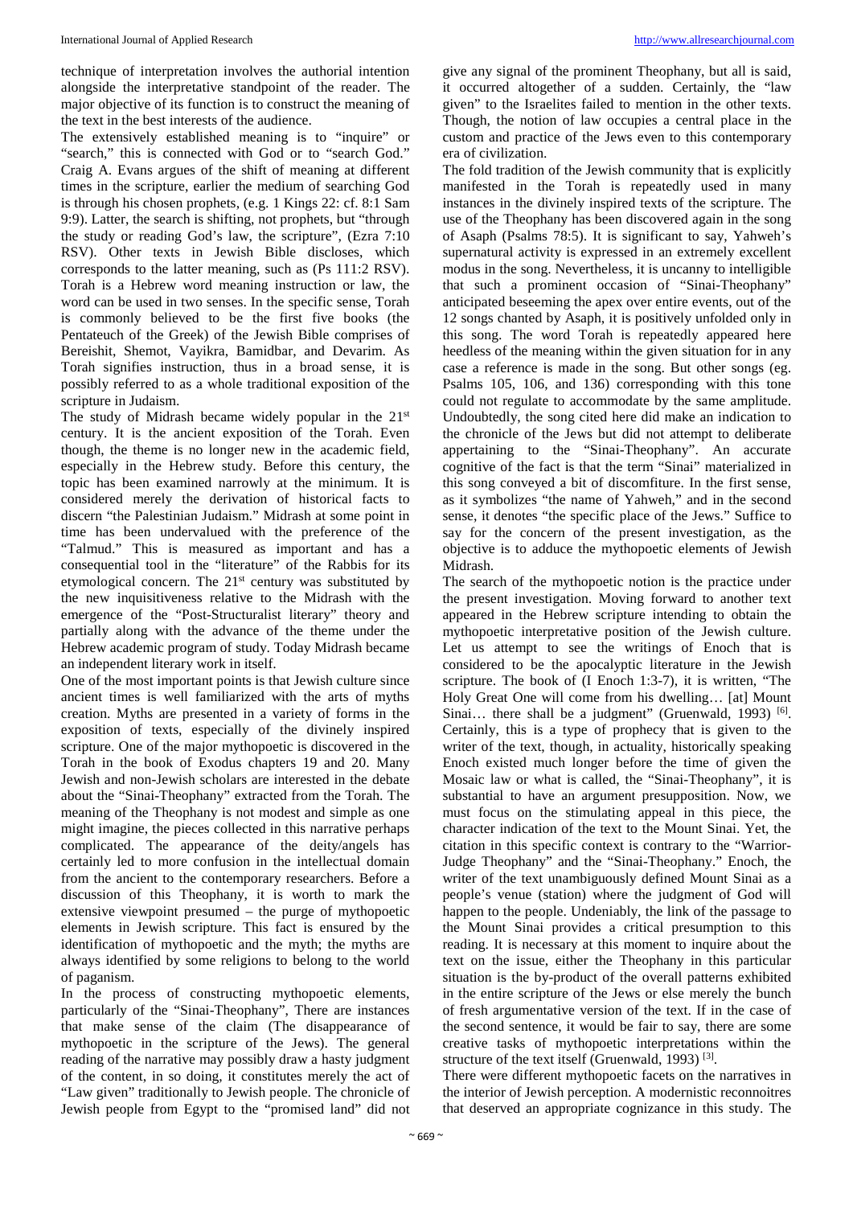technique of interpretation involves the authorial intention alongside the interpretative standpoint of the reader. The major objective of its function is to construct the meaning of the text in the best interests of the audience.

The extensively established meaning is to "inquire" or "search," this is connected with God or to "search God." Craig A. Evans argues of the shift of meaning at different times in the scripture, earlier the medium of searching God is through his chosen prophets, (e.g. 1 Kings 22: cf. 8:1 Sam 9:9). Latter, the search is shifting, not prophets, but "through the study or reading God's law, the scripture", (Ezra 7:10 RSV). Other texts in Jewish Bible discloses, which corresponds to the latter meaning, such as (Ps 111:2 RSV). Torah is a Hebrew word meaning instruction or law, the word can be used in two senses. In the specific sense, Torah is commonly believed to be the first five books (the Pentateuch of the Greek) of the Jewish Bible comprises of Bereishit, Shemot, Vayikra, Bamidbar, and Devarim. As Torah signifies instruction, thus in a broad sense, it is possibly referred to as a whole traditional exposition of the scripture in Judaism.

The study of Midrash became widely popular in the 21st century. It is the ancient exposition of the Torah. Even though, the theme is no longer new in the academic field, especially in the Hebrew study. Before this century, the topic has been examined narrowly at the minimum. It is considered merely the derivation of historical facts to discern "the Palestinian Judaism." Midrash at some point in time has been undervalued with the preference of the "Talmud." This is measured as important and has a consequential tool in the "literature" of the Rabbis for its etymological concern. The 21st century was substituted by the new inquisitiveness relative to the Midrash with the emergence of the "Post-Structuralist literary" theory and partially along with the advance of the theme under the Hebrew academic program of study. Today Midrash became an independent literary work in itself.

One of the most important points is that Jewish culture since ancient times is well familiarized with the arts of myths creation. Myths are presented in a variety of forms in the exposition of texts, especially of the divinely inspired scripture. One of the major mythopoetic is discovered in the Torah in the book of Exodus chapters 19 and 20. Many Jewish and non-Jewish scholars are interested in the debate about the "Sinai-Theophany" extracted from the Torah. The meaning of the Theophany is not modest and simple as one might imagine, the pieces collected in this narrative perhaps complicated. The appearance of the deity/angels has certainly led to more confusion in the intellectual domain from the ancient to the contemporary researchers. Before a discussion of this Theophany, it is worth to mark the extensive viewpoint presumed – the purge of mythopoetic elements in Jewish scripture. This fact is ensured by the identification of mythopoetic and the myth; the myths are always identified by some religions to belong to the world of paganism.

In the process of constructing mythopoetic elements, particularly of the "Sinai-Theophany", There are instances that make sense of the claim (The disappearance of mythopoetic in the scripture of the Jews). The general reading of the narrative may possibly draw a hasty judgment of the content, in so doing, it constitutes merely the act of "Law given" traditionally to Jewish people. The chronicle of Jewish people from Egypt to the "promised land" did not give any signal of the prominent Theophany, but all is said, it occurred altogether of a sudden. Certainly, the "law given" to the Israelites failed to mention in the other texts. Though, the notion of law occupies a central place in the custom and practice of the Jews even to this contemporary era of civilization.

The fold tradition of the Jewish community that is explicitly manifested in the Torah is repeatedly used in many instances in the divinely inspired texts of the scripture. The use of the Theophany has been discovered again in the song of Asaph (Psalms 78:5). It is significant to say, Yahweh's supernatural activity is expressed in an extremely excellent modus in the song. Nevertheless, it is uncanny to intelligible that such a prominent occasion of "Sinai-Theophany" anticipated beseeming the apex over entire events, out of the 12 songs chanted by Asaph, it is positively unfolded only in this song. The word Torah is repeatedly appeared here heedless of the meaning within the given situation for in any case a reference is made in the song. But other songs (eg. Psalms 105, 106, and 136) corresponding with this tone could not regulate to accommodate by the same amplitude. Undoubtedly, the song cited here did make an indication to the chronicle of the Jews but did not attempt to deliberate appertaining to the "Sinai-Theophany". An accurate cognitive of the fact is that the term "Sinai" materialized in this song conveyed a bit of discomfiture. In the first sense, as it symbolizes "the name of Yahweh," and in the second sense, it denotes "the specific place of the Jews." Suffice to say for the concern of the present investigation, as the objective is to adduce the mythopoetic elements of Jewish Midrash.

The search of the mythopoetic notion is the practice under the present investigation. Moving forward to another text appeared in the Hebrew scripture intending to obtain the mythopoetic interpretative position of the Jewish culture. Let us attempt to see the writings of Enoch that is considered to be the apocalyptic literature in the Jewish scripture. The book of (I Enoch 1:3-7), it is written, "The Holy Great One will come from his dwelling… [at] Mount Sinai… there shall be a judgment" (Gruenwald, 1993) [6]. Certainly, this is a type of prophecy that is given to the writer of the text, though, in actuality, historically speaking Enoch existed much longer before the time of given the Mosaic law or what is called, the "Sinai-Theophany", it is substantial to have an argument presupposition. Now, we must focus on the stimulating appeal in this piece, the character indication of the text to the Mount Sinai. Yet, the citation in this specific context is contrary to the "Warrior-Judge Theophany" and the "Sinai-Theophany." Enoch, the writer of the text unambiguously defined Mount Sinai as a people's venue (station) where the judgment of God will happen to the people. Undeniably, the link of the passage to the Mount Sinai provides a critical presumption to this reading. It is necessary at this moment to inquire about the text on the issue, either the Theophany in this particular situation is the by-product of the overall patterns exhibited in the entire scripture of the Jews or else merely the bunch of fresh argumentative version of the text. If in the case of the second sentence, it would be fair to say, there are some creative tasks of mythopoetic interpretations within the structure of the text itself (Gruenwald, 1993) [3].

There were different mythopoetic facets on the narratives in the interior of Jewish perception. A modernistic reconnoitres that deserved an appropriate cognizance in this study. The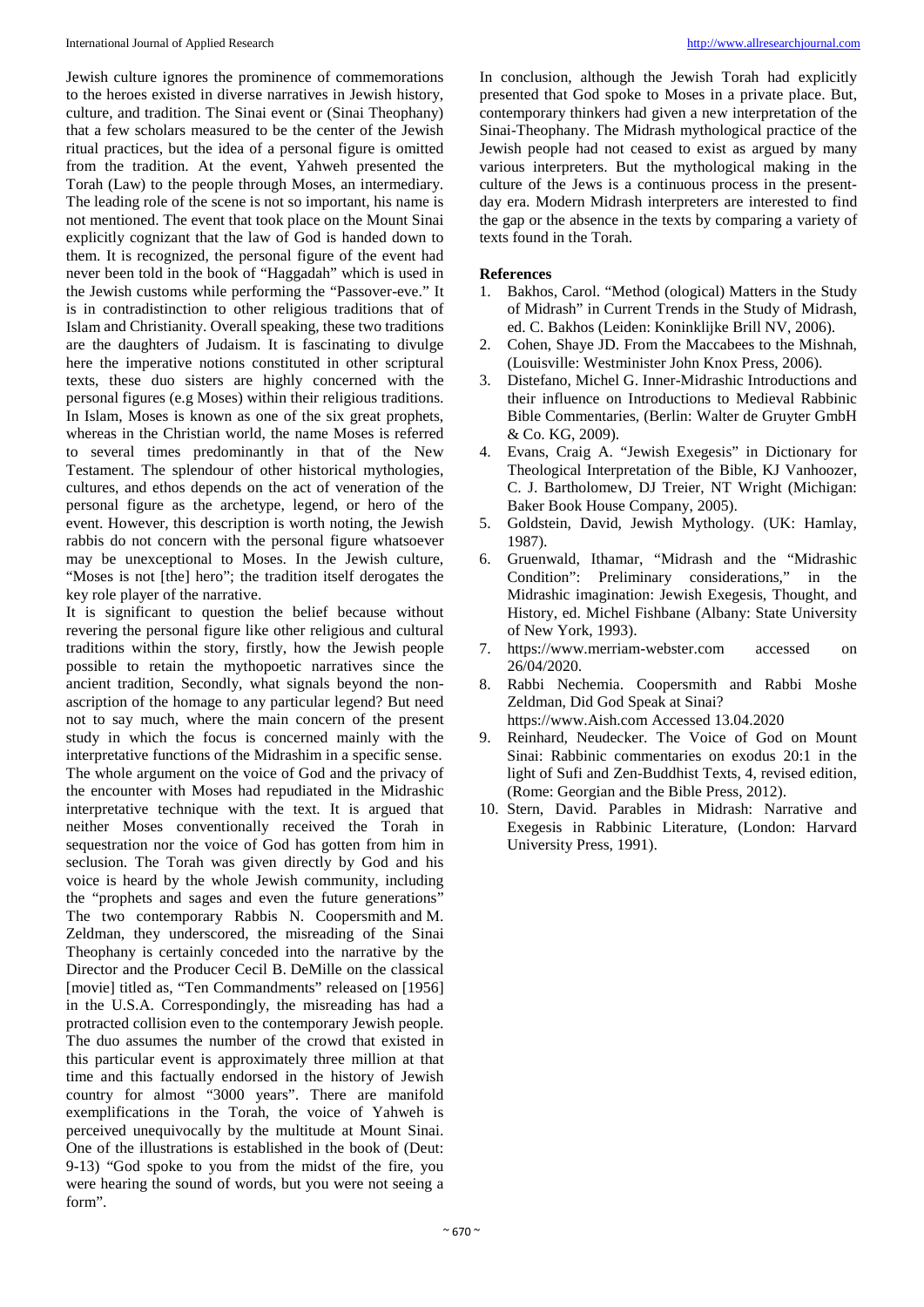Jewish culture ignores the prominence of commemorations to the heroes existed in diverse narratives in Jewish history, culture, and tradition. The Sinai event or (Sinai Theophany) that a few scholars measured to be the center of the Jewish ritual practices, but the idea of a personal figure is omitted from the tradition. At the event, Yahweh presented the Torah (Law) to the people through Moses, an intermediary. The leading role of the scene is not so important, his name is not mentioned. The event that took place on the Mount Sinai explicitly cognizant that the law of God is handed down to them. It is recognized, the personal figure of the event had never been told in the book of "Haggadah" which is used in the Jewish customs while performing the "Passover-eve." It is in contradistinction to other religious traditions that of Islam and Christianity. Overall speaking, these two traditions are the daughters of Judaism. It is fascinating to divulge here the imperative notions constituted in other scriptural texts, these duo sisters are highly concerned with the personal figures (e.g Moses) within their religious traditions. In Islam, Moses is known as one of the six great prophets, whereas in the Christian world, the name Moses is referred to several times predominantly in that of the New Testament. The splendour of other historical mythologies, cultures, and ethos depends on the act of veneration of the personal figure as the archetype, legend, or hero of the event. However, this description is worth noting, the Jewish rabbis do not concern with the personal figure whatsoever may be unexceptional to Moses. In the Jewish culture, "Moses is not [the] hero"; the tradition itself derogates the key role player of the narrative.

It is significant to question the belief because without revering the personal figure like other religious and cultural traditions within the story, firstly, how the Jewish people possible to retain the mythopoetic narratives since the ancient tradition, Secondly, what signals beyond the non-ascription of the homage to any particular legend? But need not to say much, where the main concern of the present study in which the focus is concerned mainly with the interpretative functions of the Midrashim in a specific sense. The whole argument on the voice of God and the privacy of the encounter with Moses had repudiated in the Midrashic interpretative technique with the text. It is argued that neither Moses conventionally received the Torah in sequestration nor the voice of God has gotten from him in seclusion. The Torah was given directly by God and his voice is heard by the whole Jewish community, including the "prophets and sages and even the future generations" The two contemporary Rabbis N. Coopersmith and M. Zeldman, they underscored, the misreading of the Sinai Theophany is certainly conceded into the narrative by the Director and the Producer Cecil B. DeMille on the classical [movie] titled as, "Ten Commandments" released on [1956] in the U.S.A. Correspondingly, the misreading has had a protracted collision even to the contemporary Jewish people. The duo assumes the number of the crowd that existed in this particular event is approximately three million at that time and this factually endorsed in the history of Jewish country for almost "3000 years". There are manifold exemplifications in the Torah, the voice of Yahweh is perceived unequivocally by the multitude at Mount Sinai. One of the illustrations is established in the book of (Deut: 9-13) "God spoke to you from the midst of the fire, you were hearing the sound of words, but you were not seeing a form".

In conclusion, although the Jewish Torah had explicitly presented that God spoke to Moses in a private place. But, contemporary thinkers had given a new interpretation of the Sinai-Theophany. The Midrash mythological practice of the Jewish people had not ceased to exist as argued by many various interpreters. But the mythological making in the culture of the Jews is a continuous process in the present-day era. Modern Midrash interpreters are interested to find the gap or the absence in the texts by comparing a variety of texts found in the Torah.

## References

1. Bakhos, Carol. "Method (ological) Matters in the Study of Midrash" in Current Trends in the Study of Midrash, ed. C. Bakhos (Leiden: Koninklijke Brill NV, 2006).
2. Cohen, Shaye JD. From the Maccabees to the Mishnah, (Louisville: Westminister John Knox Press, 2006).
3. Distefano, Michel G. Inner-Midrashic Introductions and their influence on Introductions to Medieval Rabbinic Bible Commentaries, (Berlin: Walter de Gruyter GmbH & Co. KG, 2009).
4. Evans, Craig A. "Jewish Exegesis" in Dictionary for Theological Interpretation of the Bible, KJ Vanhoozer, C. J. Bartholomew, DJ Treier, NT Wright (Michigan: Baker Book House Company, 2005).
5. Goldstein, David, Jewish Mythology. (UK: Hamlay, 1987).
6. Gruenwald, Ithamar, "Midrash and the "Midrashic Condition": Preliminary considerations," in the Midrashic imagination: Jewish Exegesis, Thought, and History, ed. Michel Fishbane (Albany: State University of New York, 1993).
7. https://www.merriam-webster.com accessed on 26/04/2020.
8. Rabbi Nechemia. Coopersmith and Rabbi Moshe Zeldman, Did God Speak at Sinai? https://www.Aish.com Accessed 13.04.2020
9. Reinhard, Neudecker. The Voice of God on Mount Sinai: Rabbinic commentaries on exodus 20:1 in the light of Sufi and Zen-Buddhist Texts, 4, revised edition, (Rome: Georgian and the Bible Press, 2012).
10. Stern, David. Parables in Midrash: Narrative and Exegesis in Rabbinic Literature, (London: Harvard University Press, 1991).